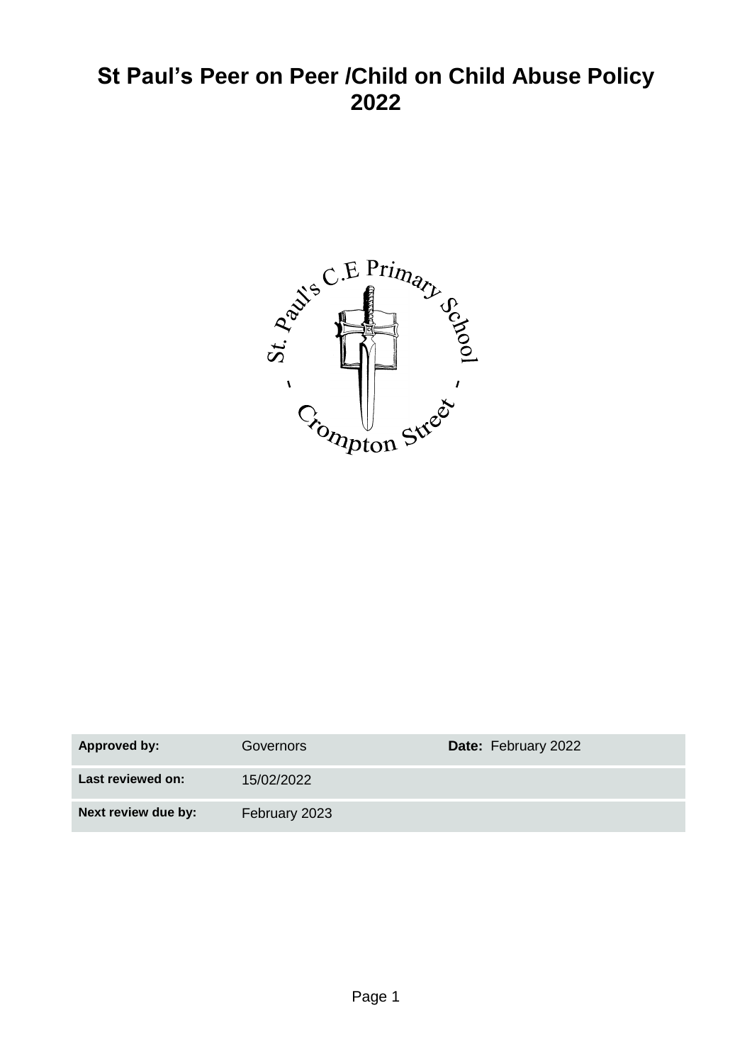# St Paul's Peer on Peer /Child on Child Abuse Policy 2022

| **Approved by:** | Governors | **Date:** February 2022 |
| --- | --- | --- |
| **Last reviewed on:** | 15/02/2022 | |
| **Next review due by:** | February 2023 | |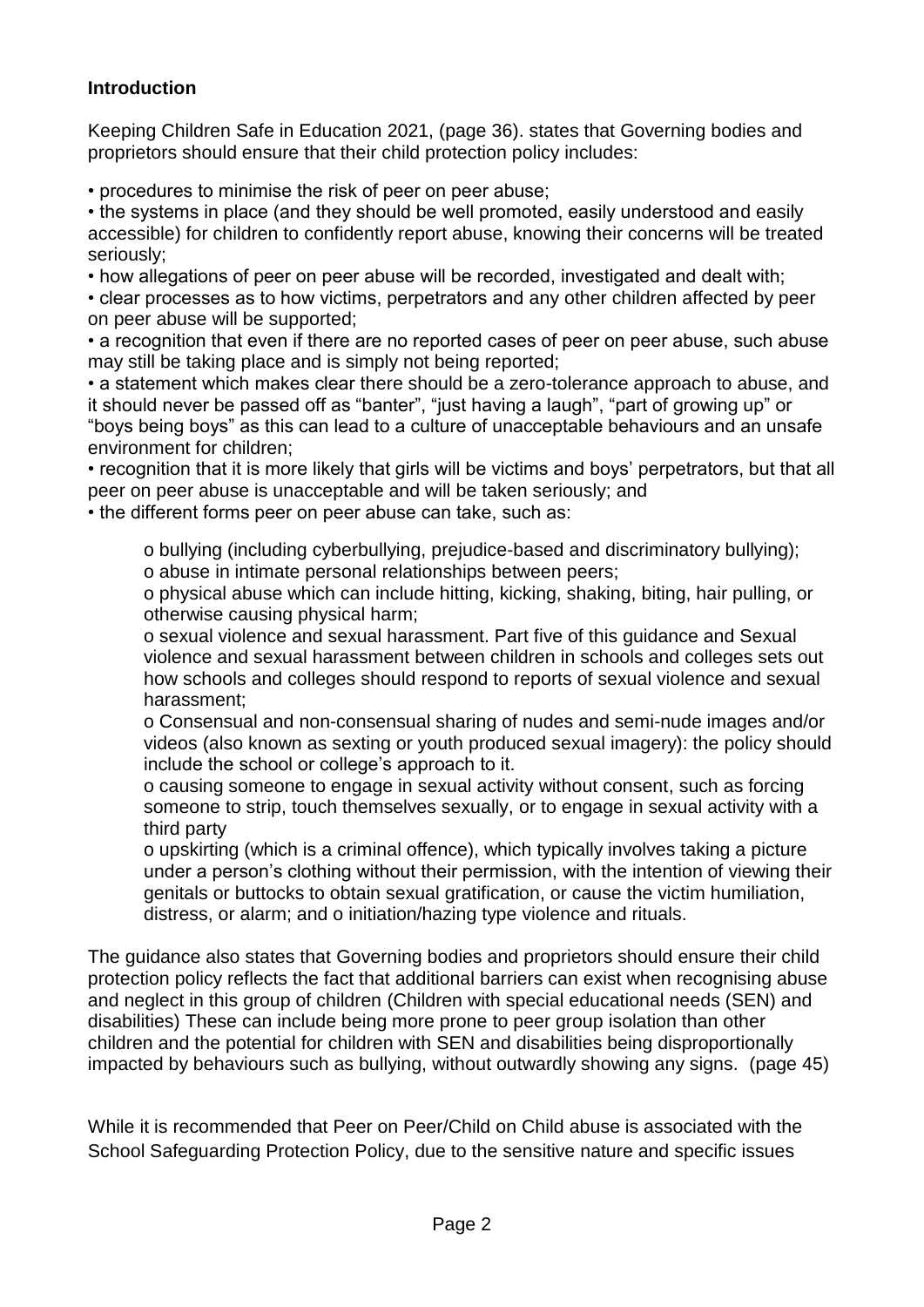**Introduction**

Keeping Children Safe in Education 2021, (page 36). states that Governing bodies and proprietors should ensure that their child protection policy includes:

- procedures to minimise the risk of peer on peer abuse;
- the systems in place (and they should be well promoted, easily understood and easily accessible) for children to confidently report abuse, knowing their concerns will be treated seriously;
- how allegations of peer on peer abuse will be recorded, investigated and dealt with;
- clear processes as to how victims, perpetrators and any other children affected by peer on peer abuse will be supported;
- a recognition that even if there are no reported cases of peer on peer abuse, such abuse may still be taking place and is simply not being reported;
- a statement which makes clear there should be a zero-tolerance approach to abuse, and it should never be passed off as "banter", "just having a laugh", "part of growing up" or "boys being boys" as this can lead to a culture of unacceptable behaviours and an unsafe environment for children;
- recognition that it is more likely that girls will be victims and boys' perpetrators, but that all peer on peer abuse is unacceptable and will be taken seriously; and
- the different forms peer on peer abuse can take, such as:
    - bullying (including cyberbullying, prejudice-based and discriminatory bullying);
    - abuse in intimate personal relationships between peers;
    - physical abuse which can include hitting, kicking, shaking, biting, hair pulling, or otherwise causing physical harm;
    - sexual violence and sexual harassment. Part five of this guidance and Sexual violence and sexual harassment between children in schools and colleges sets out how schools and colleges should respond to reports of sexual violence and sexual harassment;
    - Consensual and non-consensual sharing of nudes and semi-nude images and/or videos (also known as sexting or youth produced sexual imagery): the policy should include the school or college's approach to it.
    - causing someone to engage in sexual activity without consent, such as forcing someone to strip, touch themselves sexually, or to engage in sexual activity with a third party
    - upskirting (which is a criminal offence), which typically involves taking a picture under a person's clothing without their permission, with the intention of viewing their genitals or buttocks to obtain sexual gratification, or cause the victim humiliation, distress, or alarm; and o initiation/hazing type violence and rituals.

The guidance also states that Governing bodies and proprietors should ensure their child protection policy reflects the fact that additional barriers can exist when recognising abuse and neglect in this group of children (Children with special educational needs (SEN) and disabilities) These can include being more prone to peer group isolation than other children and the potential for children with SEN and disabilities being disproportionally impacted by behaviours such as bullying, without outwardly showing any signs. (page 45)

While it is recommended that Peer on Peer/Child on Child abuse is associated with the School Safeguarding Protection Policy, due to the sensitive nature and specific issues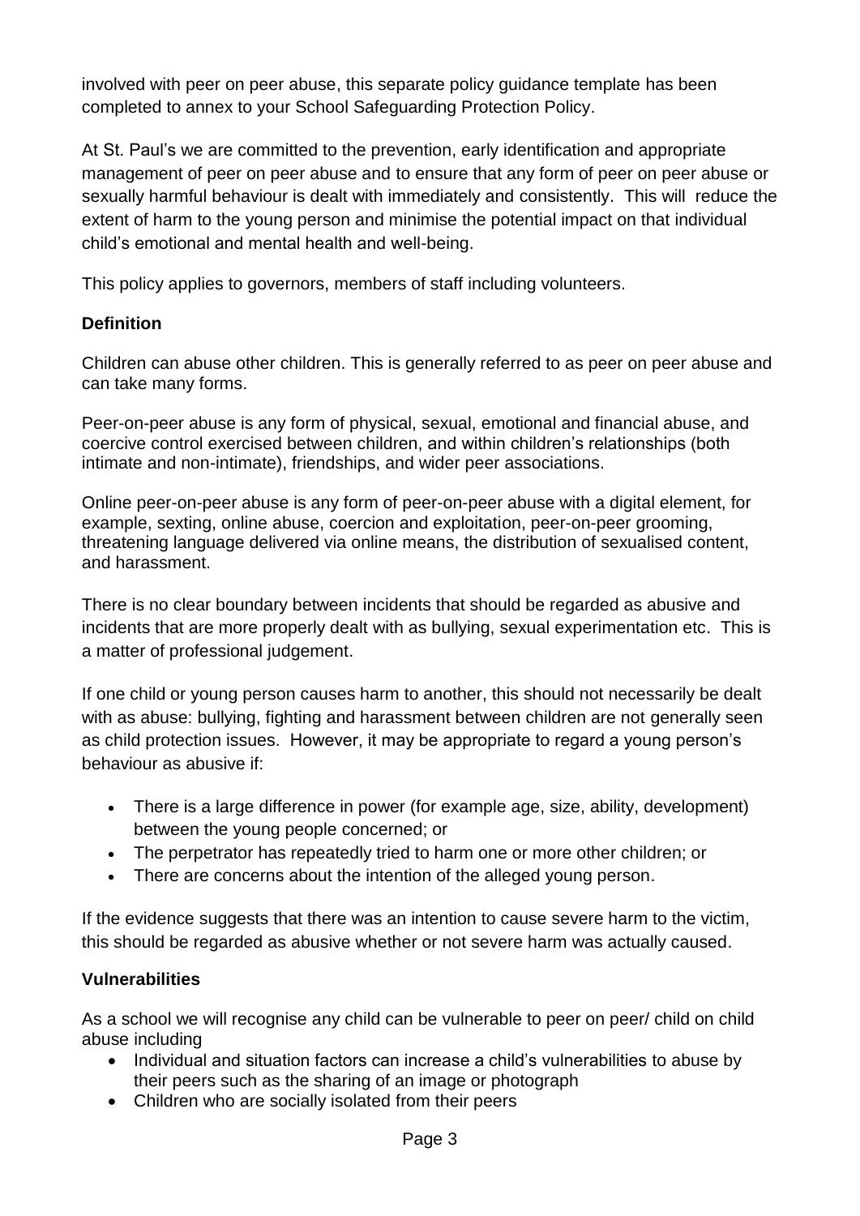involved with peer on peer abuse, this separate policy guidance template has been completed to annex to your School Safeguarding Protection Policy.

At St. Paul's we are committed to the prevention, early identification and appropriate management of peer on peer abuse and to ensure that any form of peer on peer abuse or sexually harmful behaviour is dealt with immediately and consistently. This will reduce the extent of harm to the young person and minimise the potential impact on that individual child's emotional and mental health and well-being.

This policy applies to governors, members of staff including volunteers.

**Definition**

Children can abuse other children. This is generally referred to as peer on peer abuse and can take many forms.

Peer-on-peer abuse is any form of physical, sexual, emotional and financial abuse, and coercive control exercised between children, and within children's relationships (both intimate and non-intimate), friendships, and wider peer associations.

Online peer-on-peer abuse is any form of peer-on-peer abuse with a digital element, for example, sexting, online abuse, coercion and exploitation, peer-on-peer grooming, threatening language delivered via online means, the distribution of sexualised content, and harassment.

There is no clear boundary between incidents that should be regarded as abusive and incidents that are more properly dealt with as bullying, sexual experimentation etc. This is a matter of professional judgement.

If one child or young person causes harm to another, this should not necessarily be dealt with as abuse: bullying, fighting and harassment between children are not generally seen as child protection issues. However, it may be appropriate to regard a young person's behaviour as abusive if:

- There is a large difference in power (for example age, size, ability, development) between the young people concerned; or
- The perpetrator has repeatedly tried to harm one or more other children; or
- There are concerns about the intention of the alleged young person.

If the evidence suggests that there was an intention to cause severe harm to the victim, this should be regarded as abusive whether or not severe harm was actually caused.

**Vulnerabilities**

As a school we will recognise any child can be vulnerable to peer on peer/ child on child abuse including

- Individual and situation factors can increase a child's vulnerabilities to abuse by their peers such as the sharing of an image or photograph
- Children who are socially isolated from their peers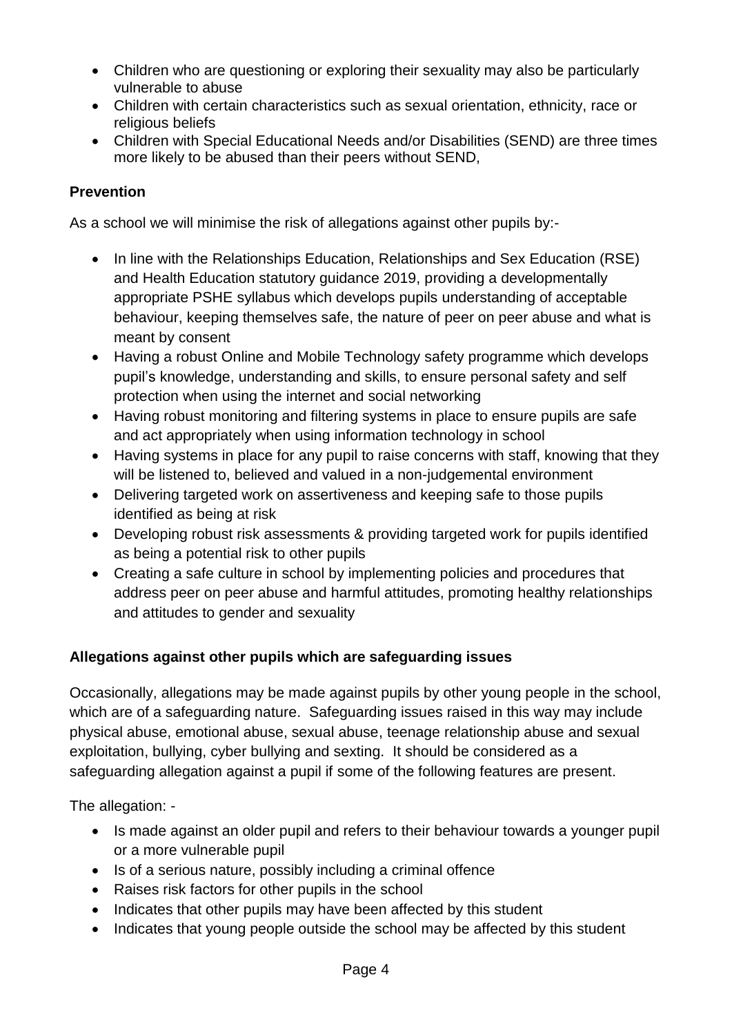- Children who are questioning or exploring their sexuality may also be particularly vulnerable to abuse
- Children with certain characteristics such as sexual orientation, ethnicity, race or religious beliefs
- Children with Special Educational Needs and/or Disabilities (SEND) are three times more likely to be abused than their peers without SEND,

**Prevention**

As a school we will minimise the risk of allegations against other pupils by:-

- In line with the Relationships Education, Relationships and Sex Education (RSE) and Health Education statutory guidance 2019, providing a developmentally appropriate PSHE syllabus which develops pupils understanding of acceptable behaviour, keeping themselves safe, the nature of peer on peer abuse and what is meant by consent
- Having a robust Online and Mobile Technology safety programme which develops pupil's knowledge, understanding and skills, to ensure personal safety and self protection when using the internet and social networking
- Having robust monitoring and filtering systems in place to ensure pupils are safe and act appropriately when using information technology in school
- Having systems in place for any pupil to raise concerns with staff, knowing that they will be listened to, believed and valued in a non-judgemental environment
- Delivering targeted work on assertiveness and keeping safe to those pupils identified as being at risk
- Developing robust risk assessments & providing targeted work for pupils identified as being a potential risk to other pupils
- Creating a safe culture in school by implementing policies and procedures that address peer on peer abuse and harmful attitudes, promoting healthy relationships and attitudes to gender and sexuality

**Allegations against other pupils which are safeguarding issues**

Occasionally, allegations may be made against pupils by other young people in the school, which are of a safeguarding nature. Safeguarding issues raised in this way may include physical abuse, emotional abuse, sexual abuse, teenage relationship abuse and sexual exploitation, bullying, cyber bullying and sexting. It should be considered as a safeguarding allegation against a pupil if some of the following features are present.

The allegation: -

- Is made against an older pupil and refers to their behaviour towards a younger pupil or a more vulnerable pupil
- Is of a serious nature, possibly including a criminal offence
- Raises risk factors for other pupils in the school
- Indicates that other pupils may have been affected by this student
- Indicates that young people outside the school may be affected by this student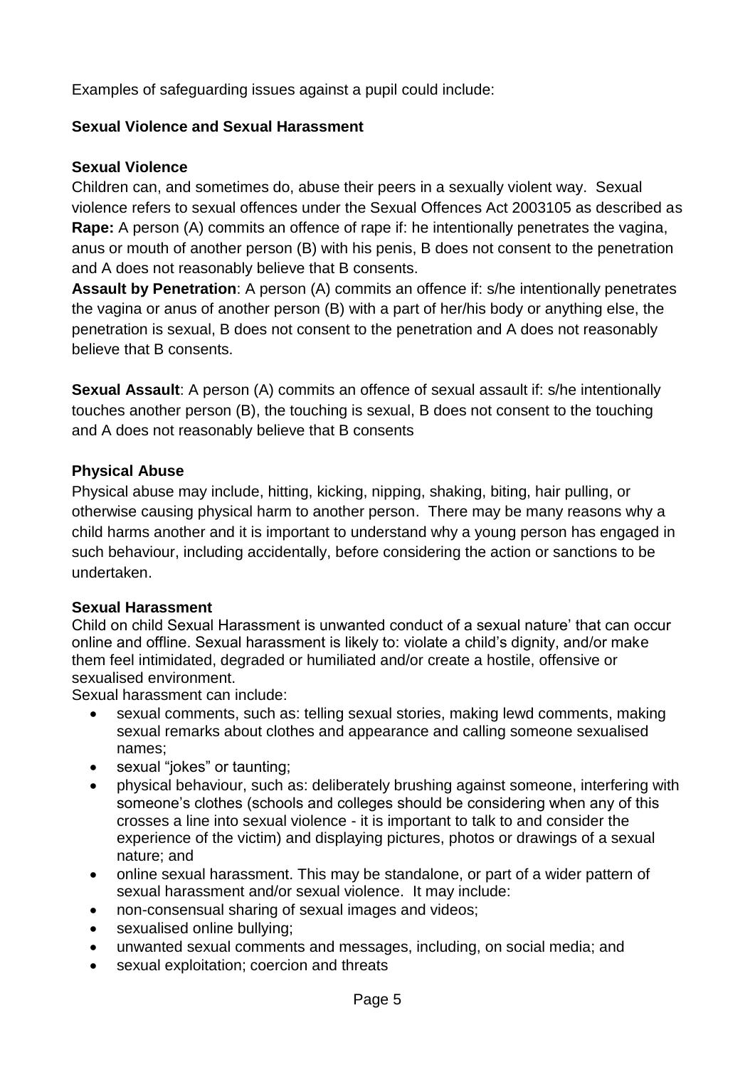Examples of safeguarding issues against a pupil could include:

**Sexual Violence and Sexual Harassment**

**Sexual Violence**

Children can, and sometimes do, abuse their peers in a sexually violent way. Sexual violence refers to sexual offences under the Sexual Offences Act 2003105 as described as **Rape:** A person (A) commits an offence of rape if: he intentionally penetrates the vagina, anus or mouth of another person (B) with his penis, B does not consent to the penetration and A does not reasonably believe that B consents.

**Assault by Penetration**: A person (A) commits an offence if: s/he intentionally penetrates the vagina or anus of another person (B) with a part of her/his body or anything else, the penetration is sexual, B does not consent to the penetration and A does not reasonably believe that B consents.

**Sexual Assault**: A person (A) commits an offence of sexual assault if: s/he intentionally touches another person (B), the touching is sexual, B does not consent to the touching and A does not reasonably believe that B consents

**Physical Abuse**

Physical abuse may include, hitting, kicking, nipping, shaking, biting, hair pulling, or otherwise causing physical harm to another person. There may be many reasons why a child harms another and it is important to understand why a young person has engaged in such behaviour, including accidentally, before considering the action or sanctions to be undertaken.

**Sexual Harassment**

Child on child Sexual Harassment is unwanted conduct of a sexual nature' that can occur online and offline. Sexual harassment is likely to: violate a child's dignity, and/or make them feel intimidated, degraded or humiliated and/or create a hostile, offensive or sexualised environment.

Sexual harassment can include:

- sexual comments, such as: telling sexual stories, making lewd comments, making sexual remarks about clothes and appearance and calling someone sexualised names;
- sexual "jokes" or taunting;
- physical behaviour, such as: deliberately brushing against someone, interfering with someone's clothes (schools and colleges should be considering when any of this crosses a line into sexual violence - it is important to talk to and consider the experience of the victim) and displaying pictures, photos or drawings of a sexual nature; and
- online sexual harassment. This may be standalone, or part of a wider pattern of sexual harassment and/or sexual violence. It may include:
- non-consensual sharing of sexual images and videos;
- sexualised online bullying;
- unwanted sexual comments and messages, including, on social media; and
- sexual exploitation; coercion and threats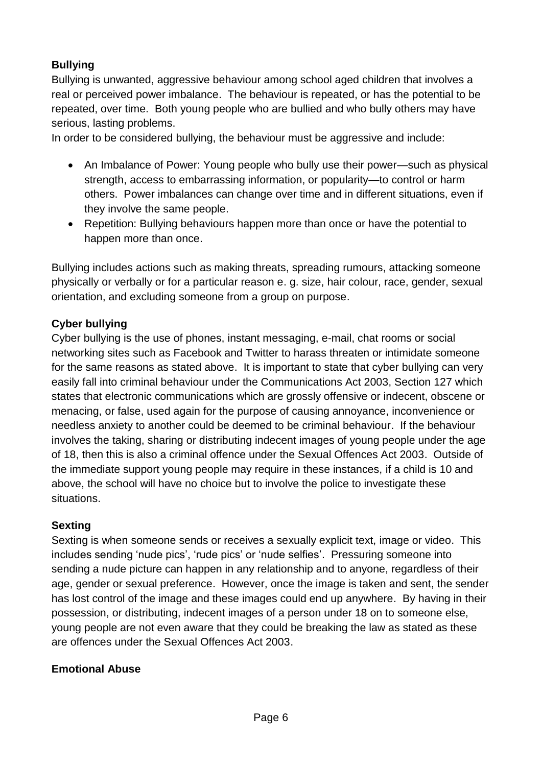**Bullying**

Bullying is unwanted, aggressive behaviour among school aged children that involves a real or perceived power imbalance. The behaviour is repeated, or has the potential to be repeated, over time. Both young people who are bullied and who bully others may have serious, lasting problems.

In order to be considered bullying, the behaviour must be aggressive and include:

- An Imbalance of Power: Young people who bully use their power—such as physical strength, access to embarrassing information, or popularity—to control or harm others. Power imbalances can change over time and in different situations, even if they involve the same people.
- Repetition: Bullying behaviours happen more than once or have the potential to happen more than once.

Bullying includes actions such as making threats, spreading rumours, attacking someone physically or verbally or for a particular reason e. g. size, hair colour, race, gender, sexual orientation, and excluding someone from a group on purpose.

**Cyber bullying**

Cyber bullying is the use of phones, instant messaging, e-mail, chat rooms or social networking sites such as Facebook and Twitter to harass threaten or intimidate someone for the same reasons as stated above. It is important to state that cyber bullying can very easily fall into criminal behaviour under the Communications Act 2003, Section 127 which states that electronic communications which are grossly offensive or indecent, obscene or menacing, or false, used again for the purpose of causing annoyance, inconvenience or needless anxiety to another could be deemed to be criminal behaviour. If the behaviour involves the taking, sharing or distributing indecent images of young people under the age of 18, then this is also a criminal offence under the Sexual Offences Act 2003. Outside of the immediate support young people may require in these instances, if a child is 10 and above, the school will have no choice but to involve the police to investigate these situations.

**Sexting**

Sexting is when someone sends or receives a sexually explicit text, image or video. This includes sending 'nude pics', 'rude pics' or 'nude selfies'. Pressuring someone into sending a nude picture can happen in any relationship and to anyone, regardless of their age, gender or sexual preference. However, once the image is taken and sent, the sender has lost control of the image and these images could end up anywhere. By having in their possession, or distributing, indecent images of a person under 18 on to someone else, young people are not even aware that they could be breaking the law as stated as these are offences under the Sexual Offences Act 2003.

**Emotional Abuse**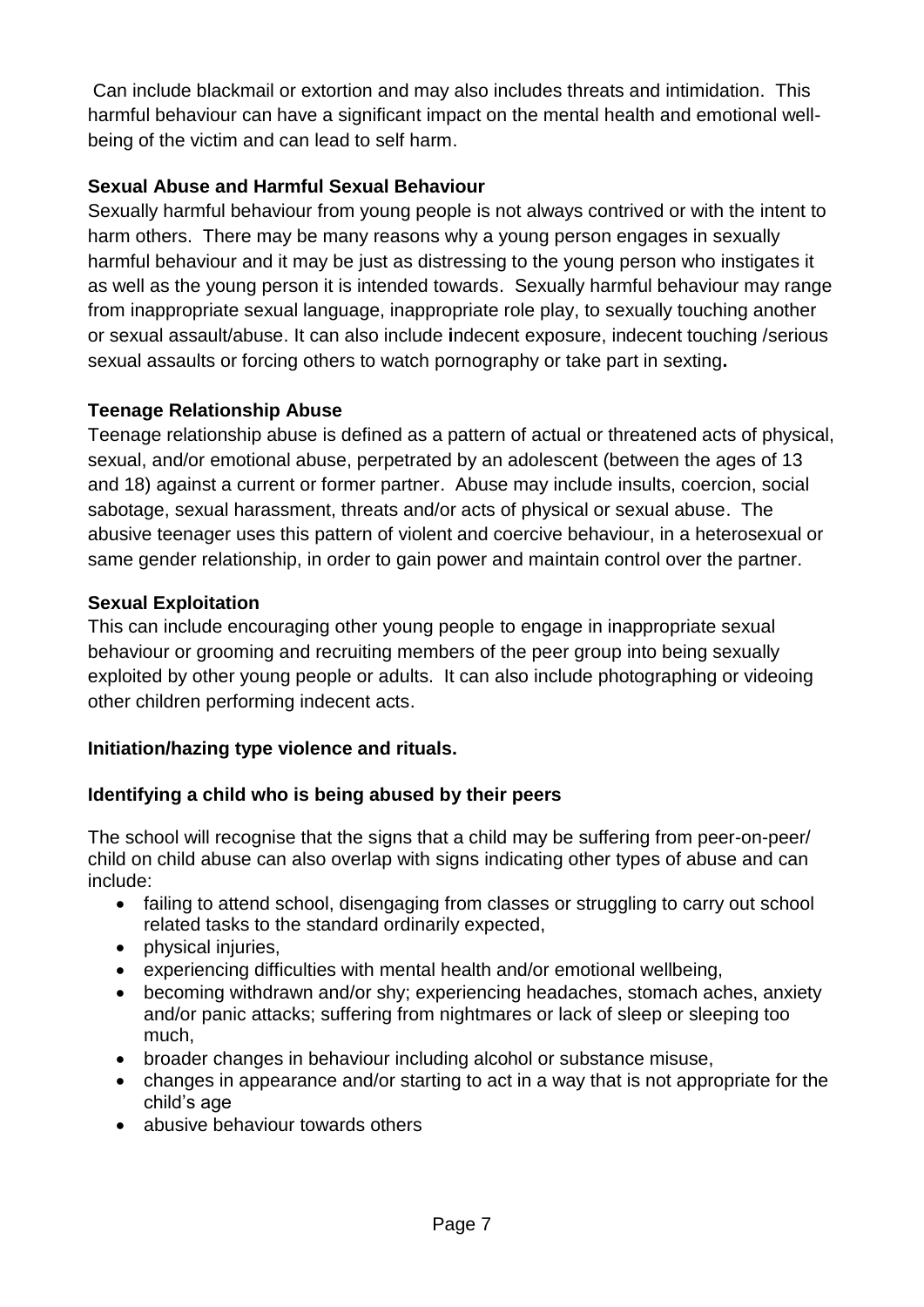Can include blackmail or extortion and may also includes threats and intimidation. This harmful behaviour can have a significant impact on the mental health and emotional well-being of the victim and can lead to self harm.

**Sexual Abuse and Harmful Sexual Behaviour**

Sexually harmful behaviour from young people is not always contrived or with the intent to harm others. There may be many reasons why a young person engages in sexually harmful behaviour and it may be just as distressing to the young person who instigates it as well as the young person it is intended towards. Sexually harmful behaviour may range from inappropriate sexual language, inappropriate role play, to sexually touching another or sexual assault/abuse. It can also include indecent exposure, indecent touching /serious sexual assaults or forcing others to watch pornography or take part in sexting.

**Teenage Relationship Abuse**

Teenage relationship abuse is defined as a pattern of actual or threatened acts of physical, sexual, and/or emotional abuse, perpetrated by an adolescent (between the ages of 13 and 18) against a current or former partner. Abuse may include insults, coercion, social sabotage, sexual harassment, threats and/or acts of physical or sexual abuse. The abusive teenager uses this pattern of violent and coercive behaviour, in a heterosexual or same gender relationship, in order to gain power and maintain control over the partner.

**Sexual Exploitation**

This can include encouraging other young people to engage in inappropriate sexual behaviour or grooming and recruiting members of the peer group into being sexually exploited by other young people or adults. It can also include photographing or videoing other children performing indecent acts.

**Initiation/hazing type violence and rituals.**

**Identifying a child who is being abused by their peers**

The school will recognise that the signs that a child may be suffering from peer-on-peer/ child on child abuse can also overlap with signs indicating other types of abuse and can include:

- failing to attend school, disengaging from classes or struggling to carry out school related tasks to the standard ordinarily expected,
- physical injuries,
- experiencing difficulties with mental health and/or emotional wellbeing,
- becoming withdrawn and/or shy; experiencing headaches, stomach aches, anxiety and/or panic attacks; suffering from nightmares or lack of sleep or sleeping too much,
- broader changes in behaviour including alcohol or substance misuse,
- changes in appearance and/or starting to act in a way that is not appropriate for the child's age
- abusive behaviour towards others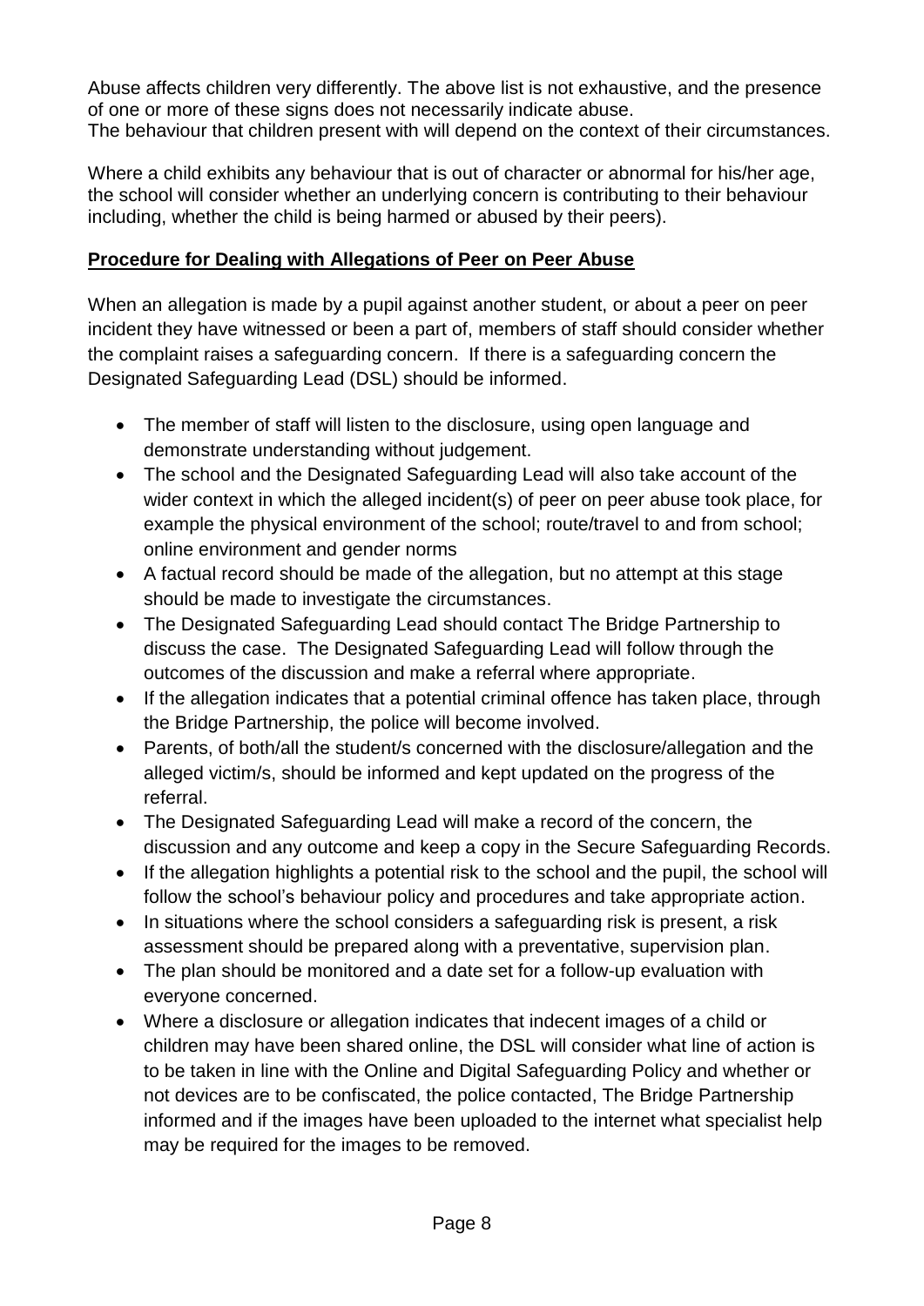Abuse affects children very differently. The above list is not exhaustive, and the presence of one or more of these signs does not necessarily indicate abuse.
The behaviour that children present with will depend on the context of their circumstances.

Where a child exhibits any behaviour that is out of character or abnormal for his/her age, the school will consider whether an underlying concern is contributing to their behaviour including, whether the child is being harmed or abused by their peers).

**Procedure for Dealing with Allegations of Peer on Peer Abuse**

When an allegation is made by a pupil against another student, or about a peer on peer incident they have witnessed or been a part of, members of staff should consider whether the complaint raises a safeguarding concern. If there is a safeguarding concern the Designated Safeguarding Lead (DSL) should be informed.

- The member of staff will listen to the disclosure, using open language and demonstrate understanding without judgement.
- The school and the Designated Safeguarding Lead will also take account of the wider context in which the alleged incident(s) of peer on peer abuse took place, for example the physical environment of the school; route/travel to and from school; online environment and gender norms
- A factual record should be made of the allegation, but no attempt at this stage should be made to investigate the circumstances.
- The Designated Safeguarding Lead should contact The Bridge Partnership to discuss the case. The Designated Safeguarding Lead will follow through the outcomes of the discussion and make a referral where appropriate.
- If the allegation indicates that a potential criminal offence has taken place, through the Bridge Partnership, the police will become involved.
- Parents, of both/all the student/s concerned with the disclosure/allegation and the alleged victim/s, should be informed and kept updated on the progress of the referral.
- The Designated Safeguarding Lead will make a record of the concern, the discussion and any outcome and keep a copy in the Secure Safeguarding Records.
- If the allegation highlights a potential risk to the school and the pupil, the school will follow the school's behaviour policy and procedures and take appropriate action.
- In situations where the school considers a safeguarding risk is present, a risk assessment should be prepared along with a preventative, supervision plan.
- The plan should be monitored and a date set for a follow-up evaluation with everyone concerned.
- Where a disclosure or allegation indicates that indecent images of a child or children may have been shared online, the DSL will consider what line of action is to be taken in line with the Online and Digital Safeguarding Policy and whether or not devices are to be confiscated, the police contacted, The Bridge Partnership informed and if the images have been uploaded to the internet what specialist help may be required for the images to be removed.